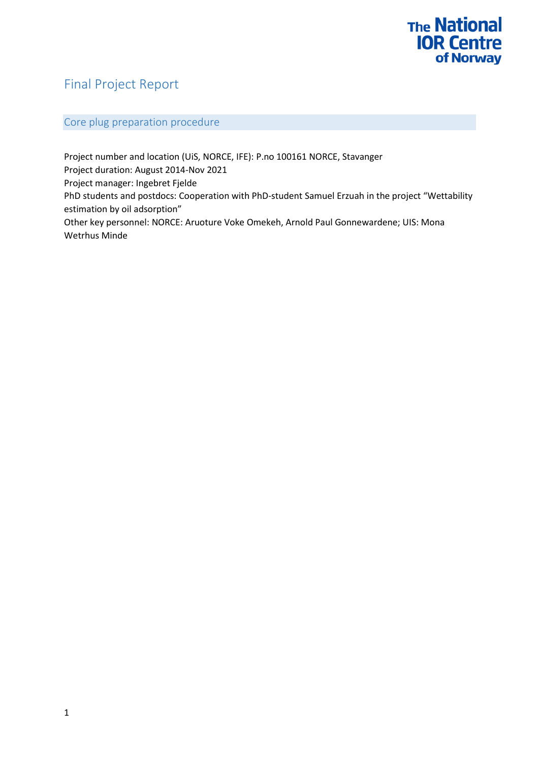The National IOR Centre of Norway

# Final Project Report

## Core plug preparation procedure

Project number and location (UiS, NORCE, IFE): P.no 100161 NORCE, Stavanger
Project duration: August 2014-Nov 2021
Project manager: Ingebret Fjelde
PhD students and postdocs: Cooperation with PhD-student Samuel Erzuah in the project "Wettability estimation by oil adsorption"
Other key personnel: NORCE: Aruoture Voke Omekeh, Arnold Paul Gonnewardene; UIS: Mona Wetrhus Minde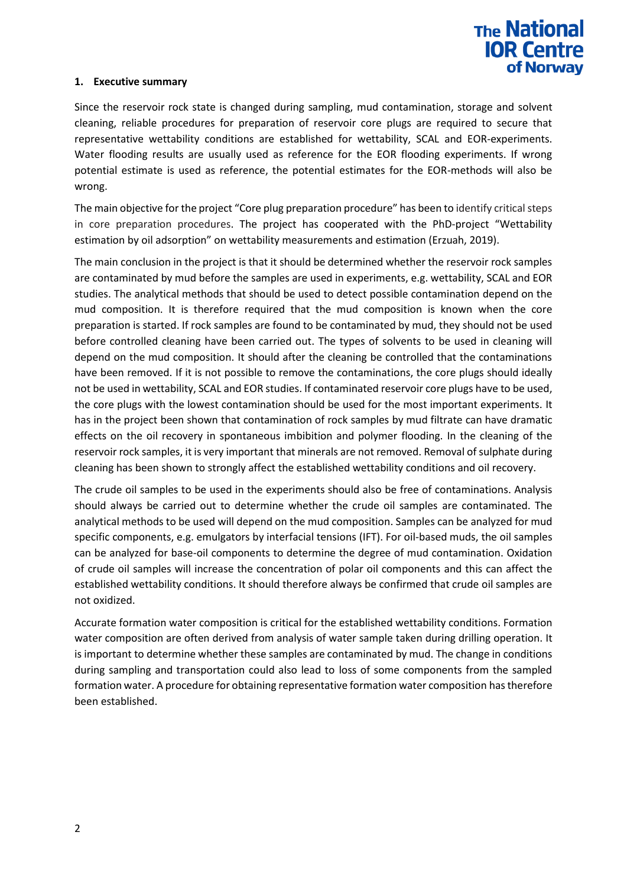## 1. Executive summary

Since the reservoir rock state is changed during sampling, mud contamination, storage and solvent cleaning, reliable procedures for preparation of reservoir core plugs are required to secure that representative wettability conditions are established for wettability, SCAL and EOR-experiments. Water flooding results are usually used as reference for the EOR flooding experiments. If wrong potential estimate is used as reference, the potential estimates for the EOR-methods will also be wrong.

The main objective for the project "Core plug preparation procedure" has been to identify critical steps in core preparation procedures. The project has cooperated with the PhD-project "Wettability estimation by oil adsorption" on wettability measurements and estimation (Erzuah, 2019).

The main conclusion in the project is that it should be determined whether the reservoir rock samples are contaminated by mud before the samples are used in experiments, e.g. wettability, SCAL and EOR studies. The analytical methods that should be used to detect possible contamination depend on the mud composition. It is therefore required that the mud composition is known when the core preparation is started. If rock samples are found to be contaminated by mud, they should not be used before controlled cleaning have been carried out. The types of solvents to be used in cleaning will depend on the mud composition. It should after the cleaning be controlled that the contaminations have been removed. If it is not possible to remove the contaminations, the core plugs should ideally not be used in wettability, SCAL and EOR studies. If contaminated reservoir core plugs have to be used, the core plugs with the lowest contamination should be used for the most important experiments. It has in the project been shown that contamination of rock samples by mud filtrate can have dramatic effects on the oil recovery in spontaneous imbibition and polymer flooding. In the cleaning of the reservoir rock samples, it is very important that minerals are not removed. Removal of sulphate during cleaning has been shown to strongly affect the established wettability conditions and oil recovery.

The crude oil samples to be used in the experiments should also be free of contaminations. Analysis should always be carried out to determine whether the crude oil samples are contaminated. The analytical methods to be used will depend on the mud composition. Samples can be analyzed for mud specific components, e.g. emulgators by interfacial tensions (IFT). For oil-based muds, the oil samples can be analyzed for base-oil components to determine the degree of mud contamination. Oxidation of crude oil samples will increase the concentration of polar oil components and this can affect the established wettability conditions. It should therefore always be confirmed that crude oil samples are not oxidized.

Accurate formation water composition is critical for the established wettability conditions. Formation water composition are often derived from analysis of water sample taken during drilling operation. It is important to determine whether these samples are contaminated by mud. The change in conditions during sampling and transportation could also lead to loss of some components from the sampled formation water. A procedure for obtaining representative formation water composition has therefore been established.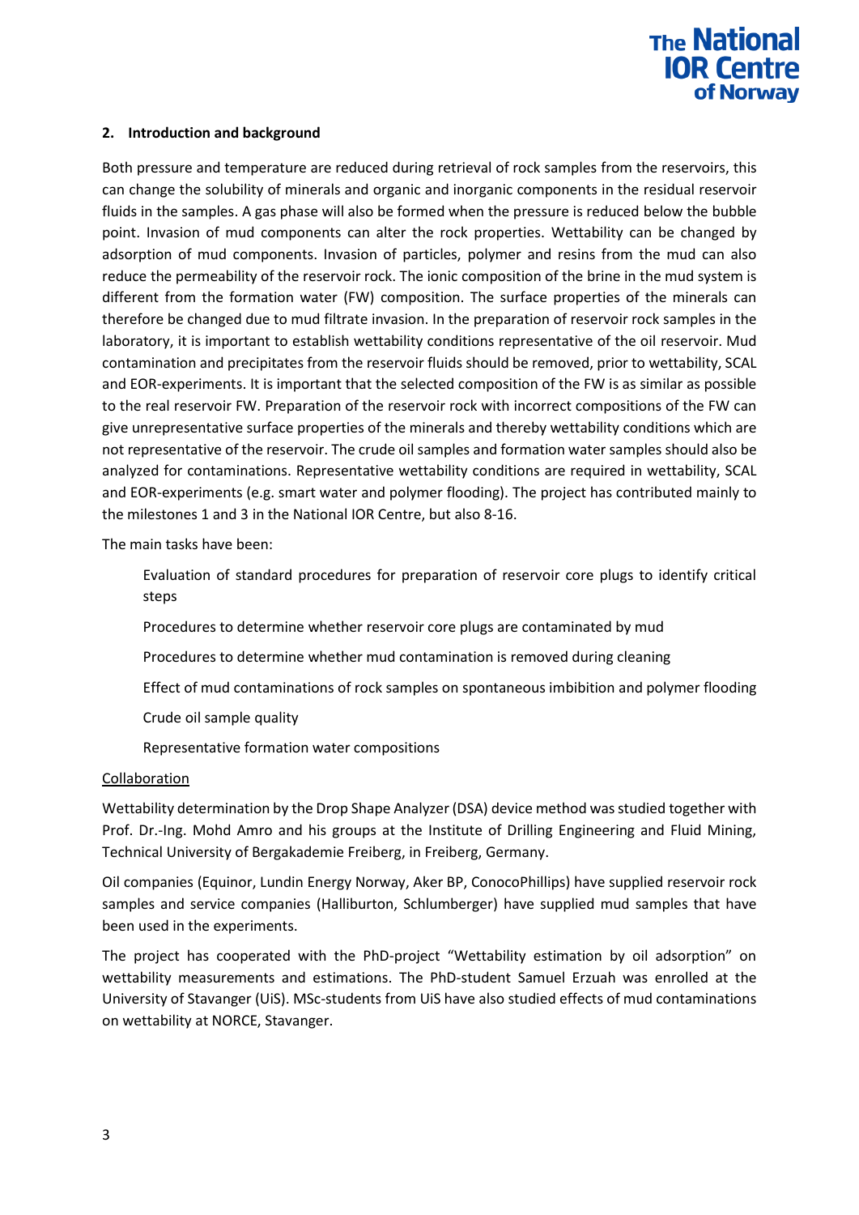## 2. Introduction and background

Both pressure and temperature are reduced during retrieval of rock samples from the reservoirs, this can change the solubility of minerals and organic and inorganic components in the residual reservoir fluids in the samples. A gas phase will also be formed when the pressure is reduced below the bubble point. Invasion of mud components can alter the rock properties. Wettability can be changed by adsorption of mud components. Invasion of particles, polymer and resins from the mud can also reduce the permeability of the reservoir rock. The ionic composition of the brine in the mud system is different from the formation water (FW) composition. The surface properties of the minerals can therefore be changed due to mud filtrate invasion. In the preparation of reservoir rock samples in the laboratory, it is important to establish wettability conditions representative of the oil reservoir. Mud contamination and precipitates from the reservoir fluids should be removed, prior to wettability, SCAL and EOR-experiments. It is important that the selected composition of the FW is as similar as possible to the real reservoir FW. Preparation of the reservoir rock with incorrect compositions of the FW can give unrepresentative surface properties of the minerals and thereby wettability conditions which are not representative of the reservoir. The crude oil samples and formation water samples should also be analyzed for contaminations. Representative wettability conditions are required in wettability, SCAL and EOR-experiments (e.g. smart water and polymer flooding). The project has contributed mainly to the milestones 1 and 3 in the National IOR Centre, but also 8-16.

The main tasks have been:

- Evaluation of standard procedures for preparation of reservoir core plugs to identify critical steps
- Procedures to determine whether reservoir core plugs are contaminated by mud
- Procedures to determine whether mud contamination is removed during cleaning
- Effect of mud contaminations of rock samples on spontaneous imbibition and polymer flooding
- Crude oil sample quality
- Representative formation water compositions

<u>Collaboration</u>

Wettability determination by the Drop Shape Analyzer (DSA) device method was studied together with Prof. Dr.-Ing. Mohd Amro and his groups at the Institute of Drilling Engineering and Fluid Mining, Technical University of Bergakademie Freiberg, in Freiberg, Germany.

Oil companies (Equinor, Lundin Energy Norway, Aker BP, ConocoPhillips) have supplied reservoir rock samples and service companies (Halliburton, Schlumberger) have supplied mud samples that have been used in the experiments.

The project has cooperated with the PhD-project "Wettability estimation by oil adsorption" on wettability measurements and estimations. The PhD-student Samuel Erzuah was enrolled at the University of Stavanger (UiS). MSc-students from UiS have also studied effects of mud contaminations on wettability at NORCE, Stavanger.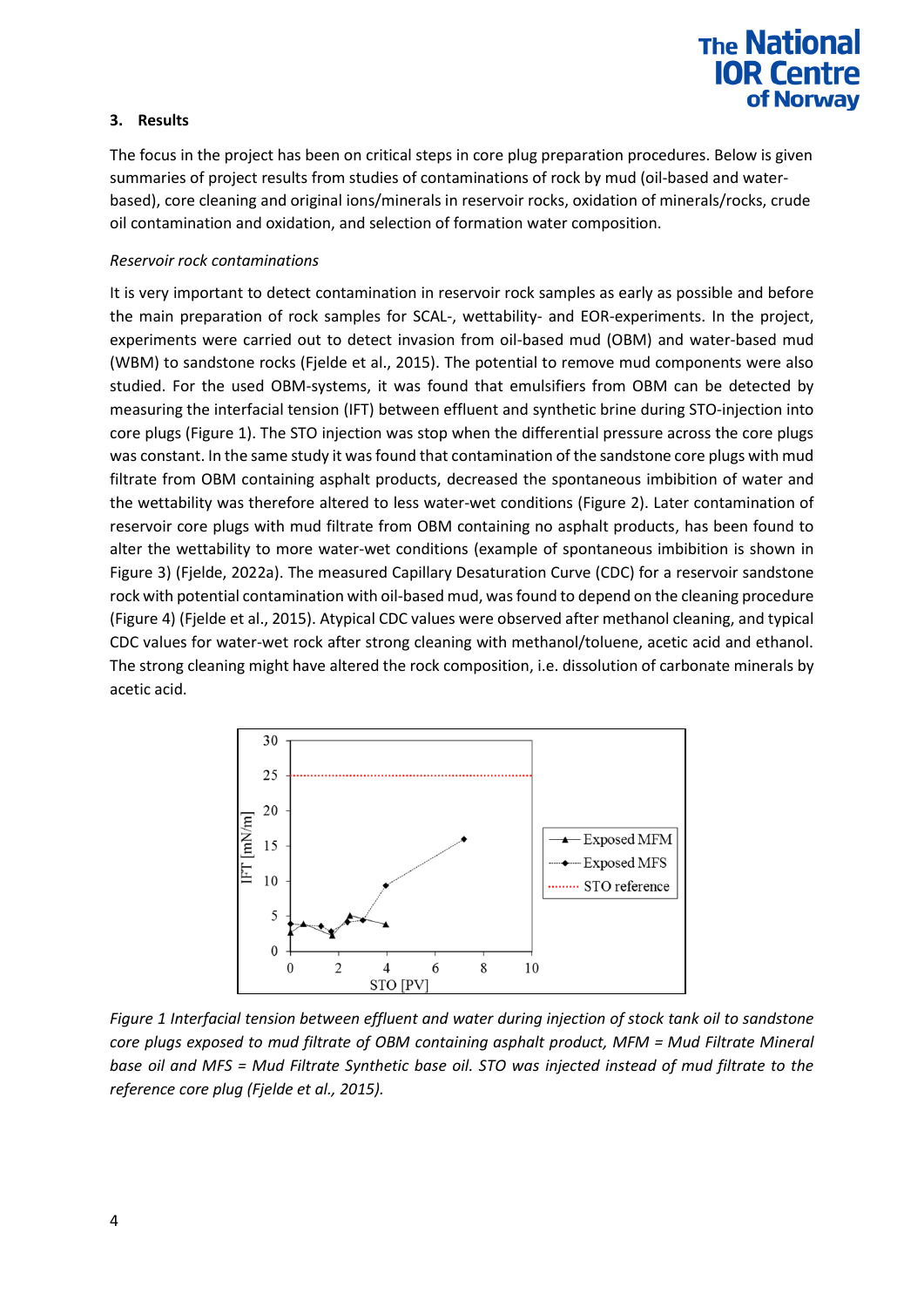## 3. Results

The focus in the project has been on critical steps in core plug preparation procedures. Below is given summaries of project results from studies of contaminations of rock by mud (oil-based and water-based), core cleaning and original ions/minerals in reservoir rocks, oxidation of minerals/rocks, crude oil contamination and oxidation, and selection of formation water composition.

*Reservoir rock contaminations*

It is very important to detect contamination in reservoir rock samples as early as possible and before the main preparation of rock samples for SCAL-, wettability- and EOR-experiments. In the project, experiments were carried out to detect invasion from oil-based mud (OBM) and water-based mud (WBM) to sandstone rocks (Fjelde et al., 2015). The potential to remove mud components were also studied. For the used OBM-systems, it was found that emulsifiers from OBM can be detected by measuring the interfacial tension (IFT) between effluent and synthetic brine during STO-injection into core plugs (Figure 1). The STO injection was stop when the differential pressure across the core plugs was constant. In the same study it was found that contamination of the sandstone core plugs with mud filtrate from OBM containing asphalt products, decreased the spontaneous imbibition of water and the wettability was therefore altered to less water-wet conditions (Figure 2). Later contamination of reservoir core plugs with mud filtrate from OBM containing no asphalt products, has been found to alter the wettability to more water-wet conditions (example of spontaneous imbibition is shown in Figure 3) (Fjelde, 2022a). The measured Capillary Desaturation Curve (CDC) for a reservoir sandstone rock with potential contamination with oil-based mud, was found to depend on the cleaning procedure (Figure 4) (Fjelde et al., 2015). Atypical CDC values were observed after methanol cleaning, and typical CDC values for water-wet rock after strong cleaning with methanol/toluene, acetic acid and ethanol. The strong cleaning might have altered the rock composition, i.e. dissolution of carbonate minerals by acetic acid.

*Figure 1 Interfacial tension between effluent and water during injection of stock tank oil to sandstone core plugs exposed to mud filtrate of OBM containing asphalt product, MFM = Mud Filtrate Mineral base oil and MFS = Mud Filtrate Synthetic base oil. STO was injected instead of mud filtrate to the reference core plug (Fjelde et al., 2015).*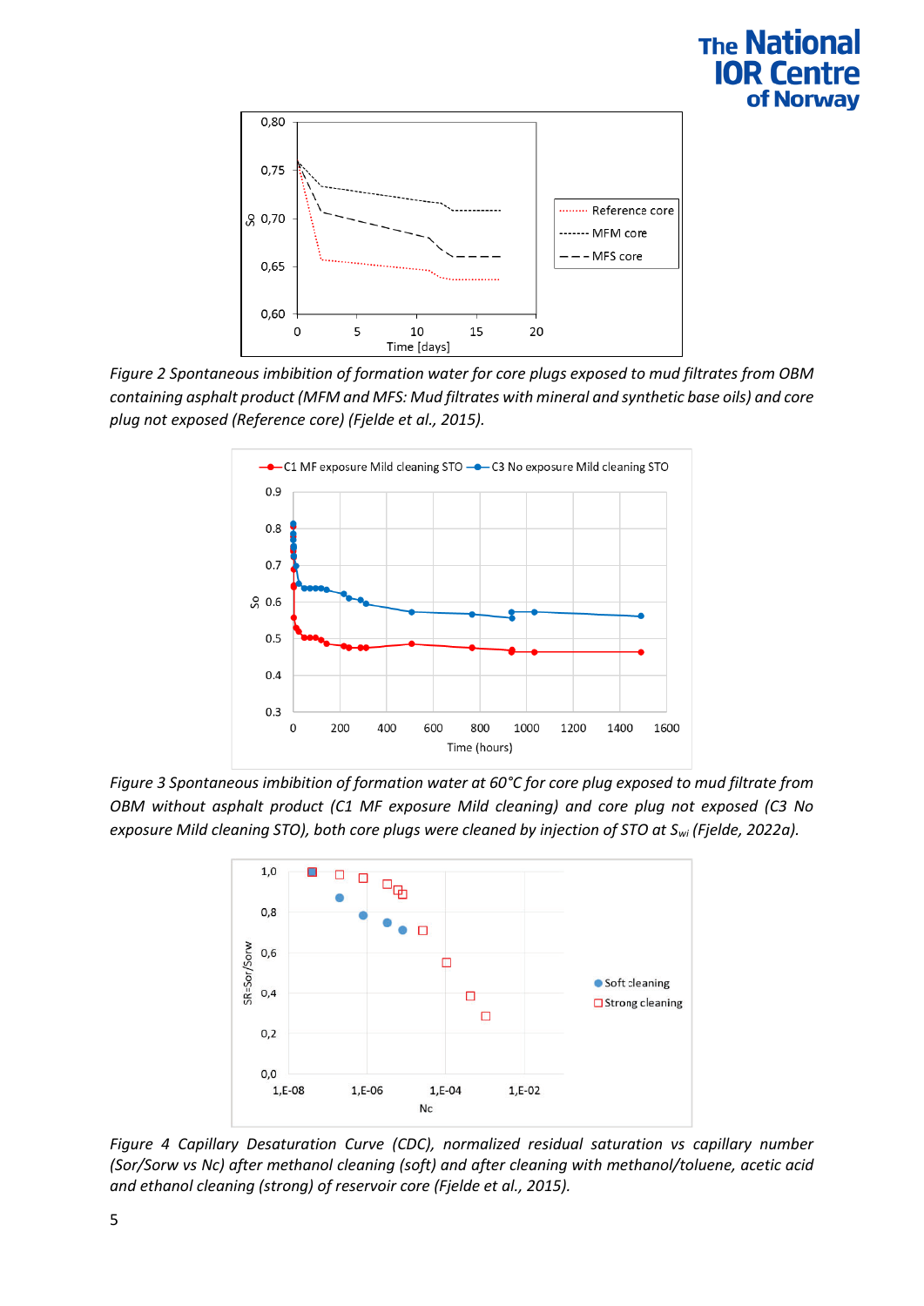*Figure 2 Spontaneous imbibition of formation water for core plugs exposed to mud filtrates from OBM containing asphalt product (MFM and MFS: Mud filtrates with mineral and synthetic base oils) and core plug not exposed (Reference core) (Fjelde et al., 2015).*

*Figure 3 Spontaneous imbibition of formation water at 60°C for core plug exposed to mud filtrate from OBM without asphalt product (C1 MF exposure Mild cleaning) and core plug not exposed (C3 No exposure Mild cleaning STO), both core plugs were cleaned by injection of STO at $S_{wi}$ (Fjelde, 2022a).*

*Figure 4 Capillary Desaturation Curve (CDC), normalized residual saturation vs capillary number (Sor/Sorw vs Nc) after methanol cleaning (soft) and after cleaning with methanol/toluene, acetic acid and ethanol cleaning (strong) of reservoir core (Fjelde et al., 2015).*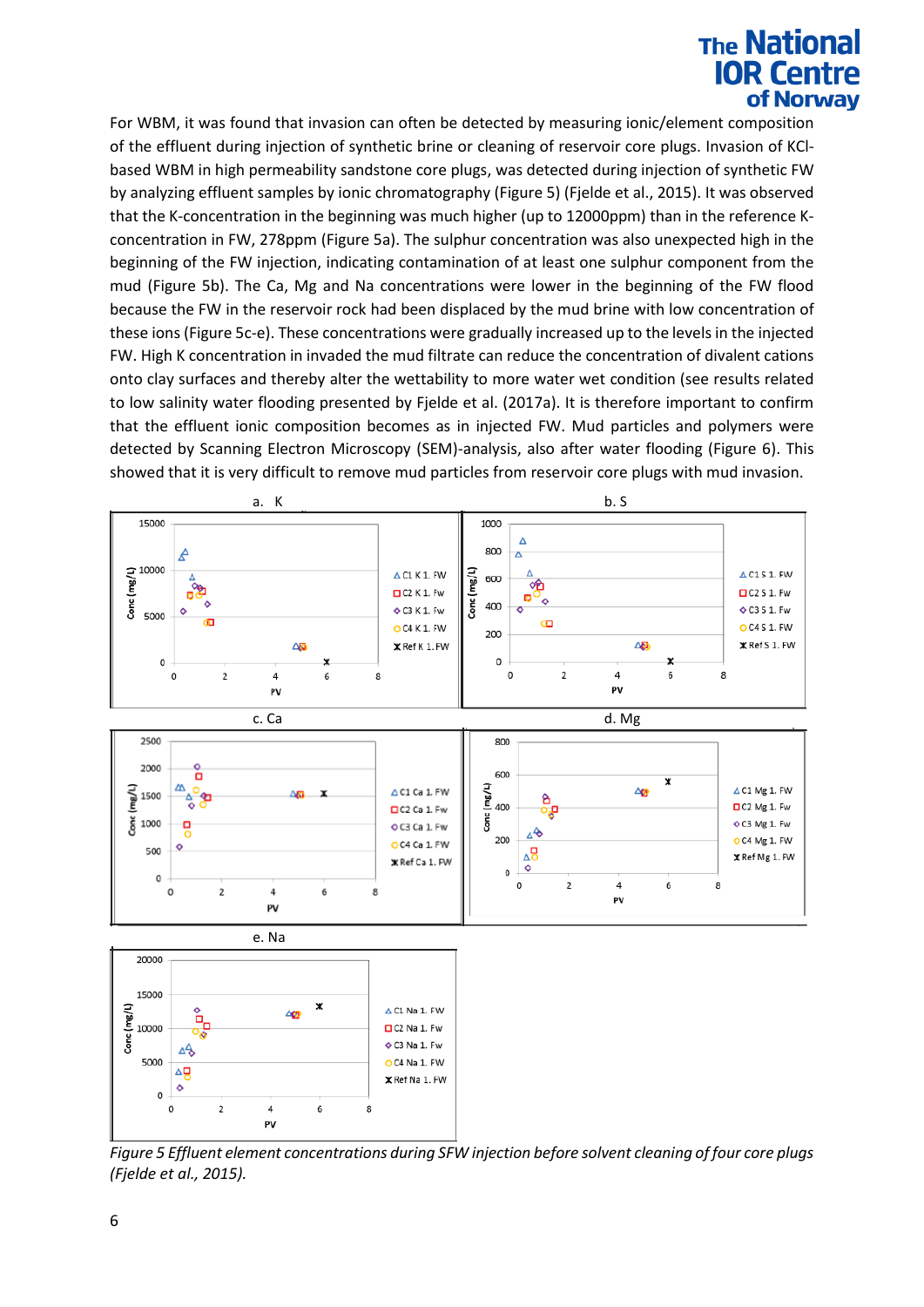For WBM, it was found that invasion can often be detected by measuring ionic/element composition of the effluent during injection of synthetic brine or cleaning of reservoir core plugs. Invasion of KCl-based WBM in high permeability sandstone core plugs, was detected during injection of synthetic FW by analyzing effluent samples by ionic chromatography (Figure 5) (Fjelde et al., 2015). It was observed that the K-concentration in the beginning was much higher (up to 12000ppm) than in the reference K-concentration in FW, 278ppm (Figure 5a). The sulphur concentration was also unexpected high in the beginning of the FW injection, indicating contamination of at least one sulphur component from the mud (Figure 5b). The Ca, Mg and Na concentrations were lower in the beginning of the FW flood because the FW in the reservoir rock had been displaced by the mud brine with low concentration of these ions (Figure 5c-e). These concentrations were gradually increased up to the levels in the injected FW. High K concentration in invaded the mud filtrate can reduce the concentration of divalent cations onto clay surfaces and thereby alter the wettability to more water wet condition (see results related to low salinity water flooding presented by Fjelde et al. (2017a). It is therefore important to confirm that the effluent ionic composition becomes as in injected FW. Mud particles and polymers were detected by Scanning Electron Microscopy (SEM)-analysis, also after water flooding (Figure 6). This showed that it is very difficult to remove mud particles from reservoir core plugs with mud invasion.

*Figure 5 Effluent element concentrations during SFW injection before solvent cleaning of four core plugs (Fjelde et al., 2015).*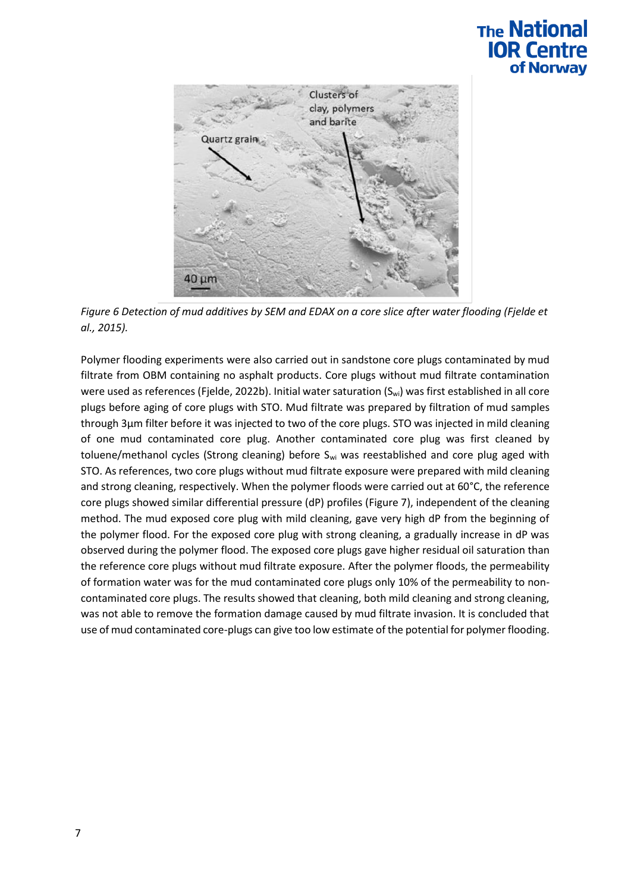*Figure 6 Detection of mud additives by SEM and EDAX on a core slice after water flooding (Fjelde et al., 2015).*

Polymer flooding experiments were also carried out in sandstone core plugs contaminated by mud filtrate from OBM containing no asphalt products. Core plugs without mud filtrate contamination were used as references (Fjelde, 2022b). Initial water saturation ($S_{wi}$) was first established in all core plugs before aging of core plugs with STO. Mud filtrate was prepared by filtration of mud samples through 3µm filter before it was injected to two of the core plugs. STO was injected in mild cleaning of one mud contaminated core plug. Another contaminated core plug was first cleaned by toluene/methanol cycles (Strong cleaning) before $S_{wi}$ was reestablished and core plug aged with STO. As references, two core plugs without mud filtrate exposure were prepared with mild cleaning and strong cleaning, respectively. When the polymer floods were carried out at 60°C, the reference core plugs showed similar differential pressure (dP) profiles (Figure 7), independent of the cleaning method. The mud exposed core plug with mild cleaning, gave very high dP from the beginning of the polymer flood. For the exposed core plug with strong cleaning, a gradually increase in dP was observed during the polymer flood. The exposed core plugs gave higher residual oil saturation than the reference core plugs without mud filtrate exposure. After the polymer floods, the permeability of formation water was for the mud contaminated core plugs only 10% of the permeability to non-contaminated core plugs. The results showed that cleaning, both mild cleaning and strong cleaning, was not able to remove the formation damage caused by mud filtrate invasion. It is concluded that use of mud contaminated core-plugs can give too low estimate of the potential for polymer flooding.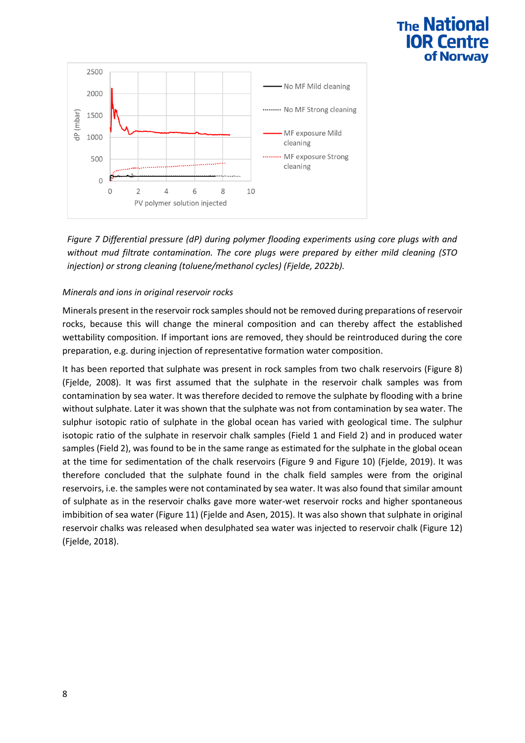*Figure 7 Differential pressure (dP) during polymer flooding experiments using core plugs with and without mud filtrate contamination. The core plugs were prepared by either mild cleaning (STO injection) or strong cleaning (toluene/methanol cycles) (Fjelde, 2022b).*

*Minerals and ions in original reservoir rocks*

Minerals present in the reservoir rock samples should not be removed during preparations of reservoir rocks, because this will change the mineral composition and can thereby affect the established wettability composition. If important ions are removed, they should be reintroduced during the core preparation, e.g. during injection of representative formation water composition.

It has been reported that sulphate was present in rock samples from two chalk reservoirs (Figure 8) (Fjelde, 2008). It was first assumed that the sulphate in the reservoir chalk samples was from contamination by sea water. It was therefore decided to remove the sulphate by flooding with a brine without sulphate. Later it was shown that the sulphate was not from contamination by sea water. The sulphur isotopic ratio of sulphate in the global ocean has varied with geological time. The sulphur isotopic ratio of the sulphate in reservoir chalk samples (Field 1 and Field 2) and in produced water samples (Field 2), was found to be in the same range as estimated for the sulphate in the global ocean at the time for sedimentation of the chalk reservoirs (Figure 9 and Figure 10) (Fjelde, 2019). It was therefore concluded that the sulphate found in the chalk field samples were from the original reservoirs, i.e. the samples were not contaminated by sea water. It was also found that similar amount of sulphate as in the reservoir chalks gave more water-wet reservoir rocks and higher spontaneous imbibition of sea water (Figure 11) (Fjelde and Asen, 2015). It was also shown that sulphate in original reservoir chalks was released when desulphated sea water was injected to reservoir chalk (Figure 12) (Fjelde, 2018).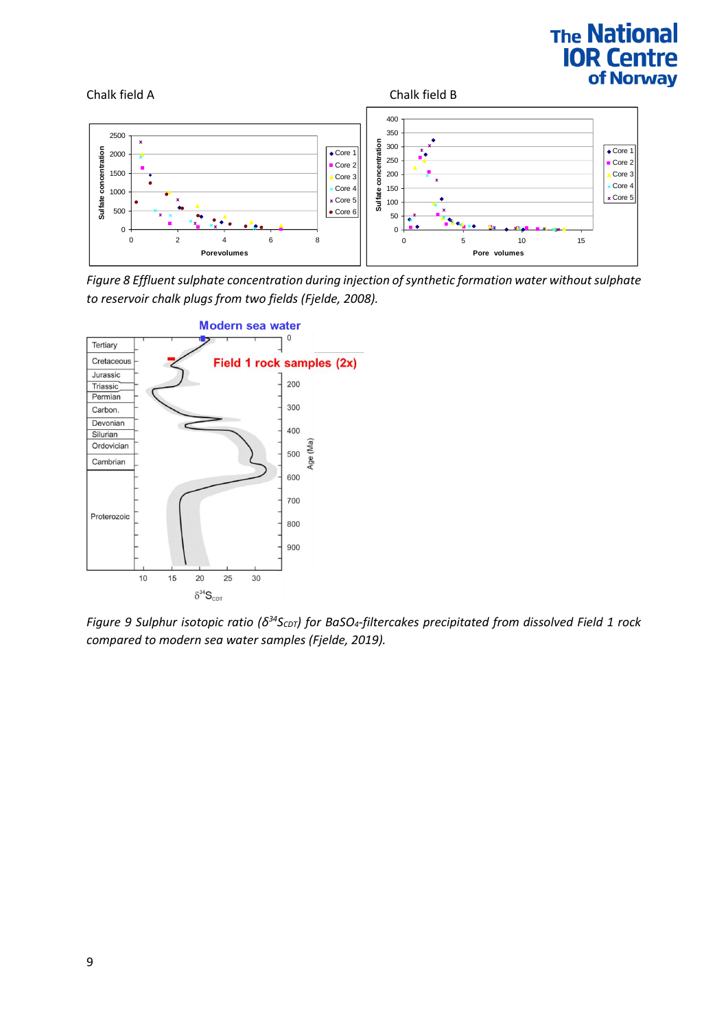Chalk field A

Chalk field B

*Figure 8 Effluent sulphate concentration during injection of synthetic formation water without sulphate to reservoir chalk plugs from two fields (Fjelde, 2008).*

*Figure 9 Sulphur isotopic ratio ($\delta^{34}S_{CDT}$) for $BaSO_4$-filtercakes precipitated from dissolved Field 1 rock compared to modern sea water samples (Fjelde, 2019).*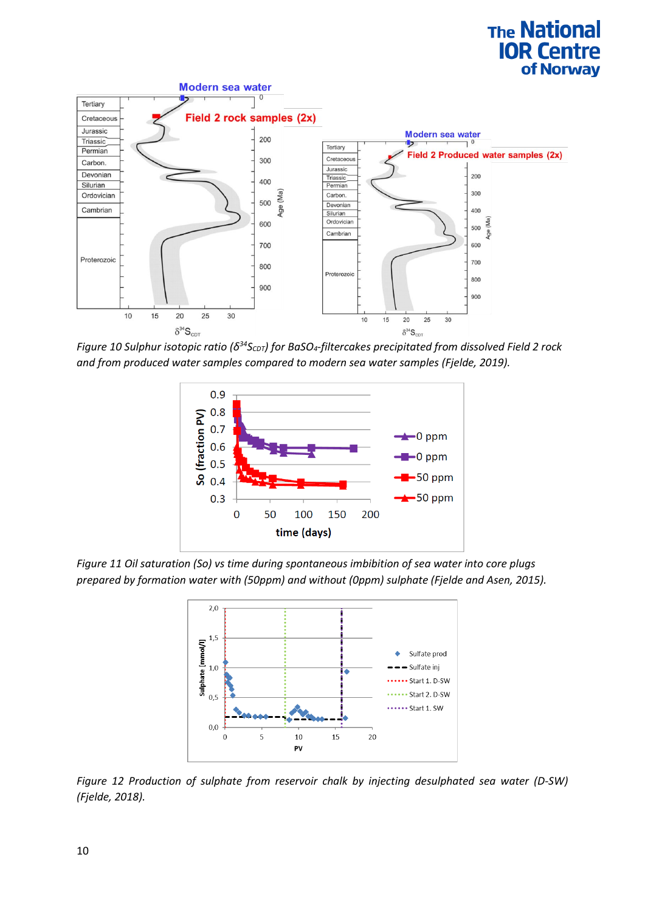Figure 10 Sulphur isotopic ratio ($\delta^{34}S_{CDT}$) for $BaSO_4$-filtercakes precipitated from dissolved Field 2 rock and from produced water samples compared to modern sea water samples (Fjelde, 2019).

Figure 11 Oil saturation (So) vs time during spontaneous imbibition of sea water into core plugs prepared by formation water with (50ppm) and without (0ppm) sulphate (Fjelde and Asen, 2015).

Figure 12 Production of sulphate from reservoir chalk by injecting desulphated sea water (D-SW) (Fjelde, 2018).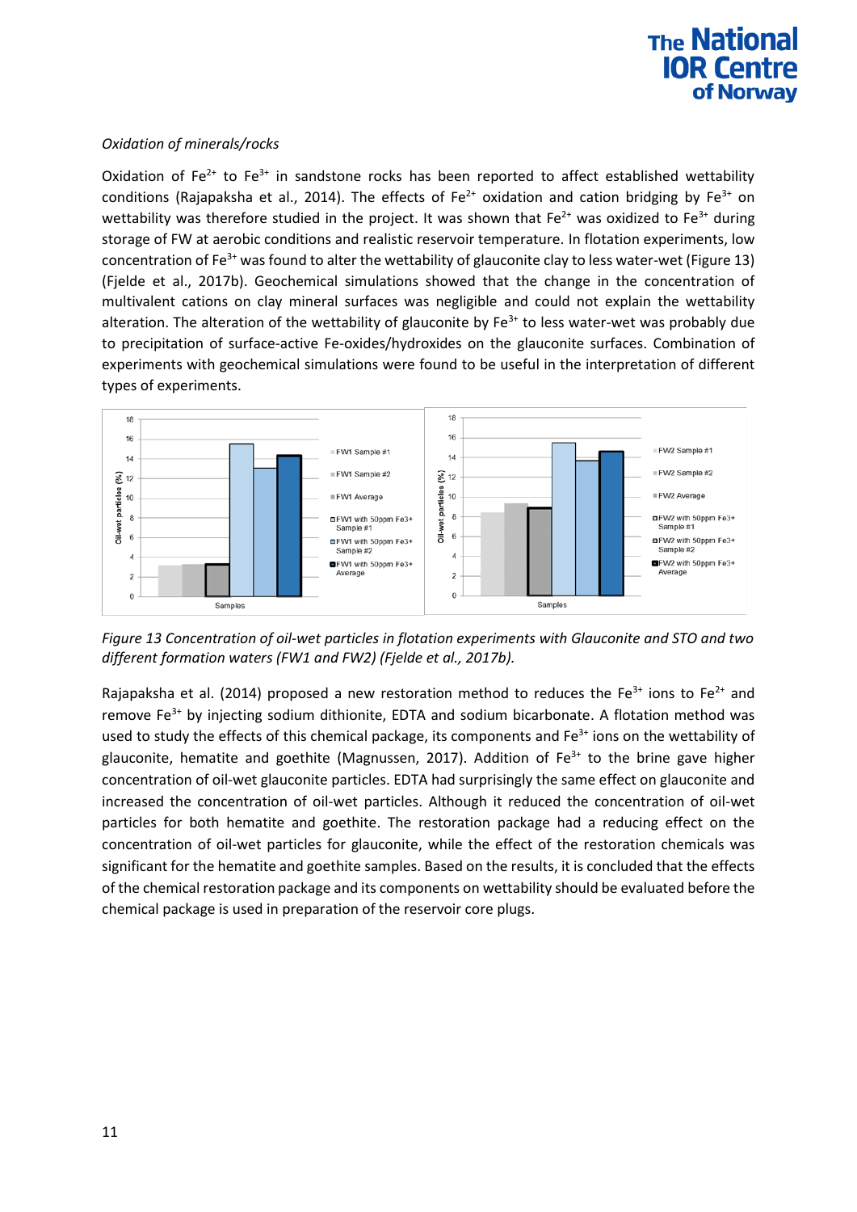*Oxidation of minerals/rocks*

Oxidation of $Fe^{2+}$ to $Fe^{3+}$ in sandstone rocks has been reported to affect established wettability conditions (Rajapaksha et al., 2014). The effects of $Fe^{2+}$ oxidation and cation bridging by $Fe^{3+}$ on wettability was therefore studied in the project. It was shown that $Fe^{2+}$ was oxidized to $Fe^{3+}$ during storage of FW at aerobic conditions and realistic reservoir temperature. In flotation experiments, low concentration of $Fe^{3+}$ was found to alter the wettability of glauconite clay to less water-wet (Figure 13) (Fjelde et al., 2017b). Geochemical simulations showed that the change in the concentration of multivalent cations on clay mineral surfaces was negligible and could not explain the wettability alteration. The alteration of the wettability of glauconite by $Fe^{3+}$ to less water-wet was probably due to precipitation of surface-active Fe-oxides/hydroxides on the glauconite surfaces. Combination of experiments with geochemical simulations were found to be useful in the interpretation of different types of experiments.

*Figure 13 Concentration of oil-wet particles in flotation experiments with Glauconite and STO and two different formation waters (FW1 and FW2) (Fjelde et al., 2017b).*

Rajapaksha et al. (2014) proposed a new restoration method to reduces the $Fe^{3+}$ ions to $Fe^{2+}$ and remove $Fe^{3+}$ by injecting sodium dithionite, EDTA and sodium bicarbonate. A flotation method was used to study the effects of this chemical package, its components and $Fe^{3+}$ ions on the wettability of glauconite, hematite and goethite (Magnussen, 2017). Addition of $Fe^{3+}$ to the brine gave higher concentration of oil-wet glauconite particles. EDTA had surprisingly the same effect on glauconite and increased the concentration of oil-wet particles. Although it reduced the concentration of oil-wet particles for both hematite and goethite. The restoration package had a reducing effect on the concentration of oil-wet particles for glauconite, while the effect of the restoration chemicals was significant for the hematite and goethite samples. Based on the results, it is concluded that the effects of the chemical restoration package and its components on wettability should be evaluated before the chemical package is used in preparation of the reservoir core plugs.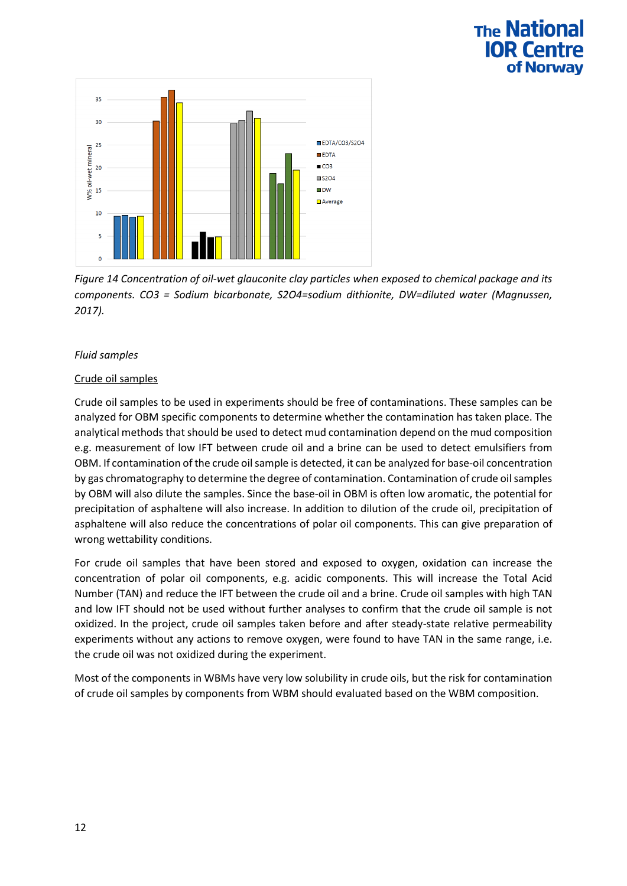Figure 14 Concentration of oil-wet glauconite clay particles when exposed to chemical package and its components. CO3 = Sodium bicarbonate, S2O4=sodium dithionite, DW=diluted water (Magnussen, 2017).

*Fluid samples*

Crude oil samples

Crude oil samples to be used in experiments should be free of contaminations. These samples can be analyzed for OBM specific components to determine whether the contamination has taken place. The analytical methods that should be used to detect mud contamination depend on the mud composition e.g. measurement of low IFT between crude oil and a brine can be used to detect emulsifiers from OBM. If contamination of the crude oil sample is detected, it can be analyzed for base-oil concentration by gas chromatography to determine the degree of contamination. Contamination of crude oil samples by OBM will also dilute the samples. Since the base-oil in OBM is often low aromatic, the potential for precipitation of asphaltene will also increase. In addition to dilution of the crude oil, precipitation of asphaltene will also reduce the concentrations of polar oil components. This can give preparation of wrong wettability conditions.

For crude oil samples that have been stored and exposed to oxygen, oxidation can increase the concentration of polar oil components, e.g. acidic components. This will increase the Total Acid Number (TAN) and reduce the IFT between the crude oil and a brine. Crude oil samples with high TAN and low IFT should not be used without further analyses to confirm that the crude oil sample is not oxidized. In the project, crude oil samples taken before and after steady-state relative permeability experiments without any actions to remove oxygen, were found to have TAN in the same range, i.e. the crude oil was not oxidized during the experiment.

Most of the components in WBMs have very low solubility in crude oils, but the risk for contamination of crude oil samples by components from WBM should evaluated based on the WBM composition.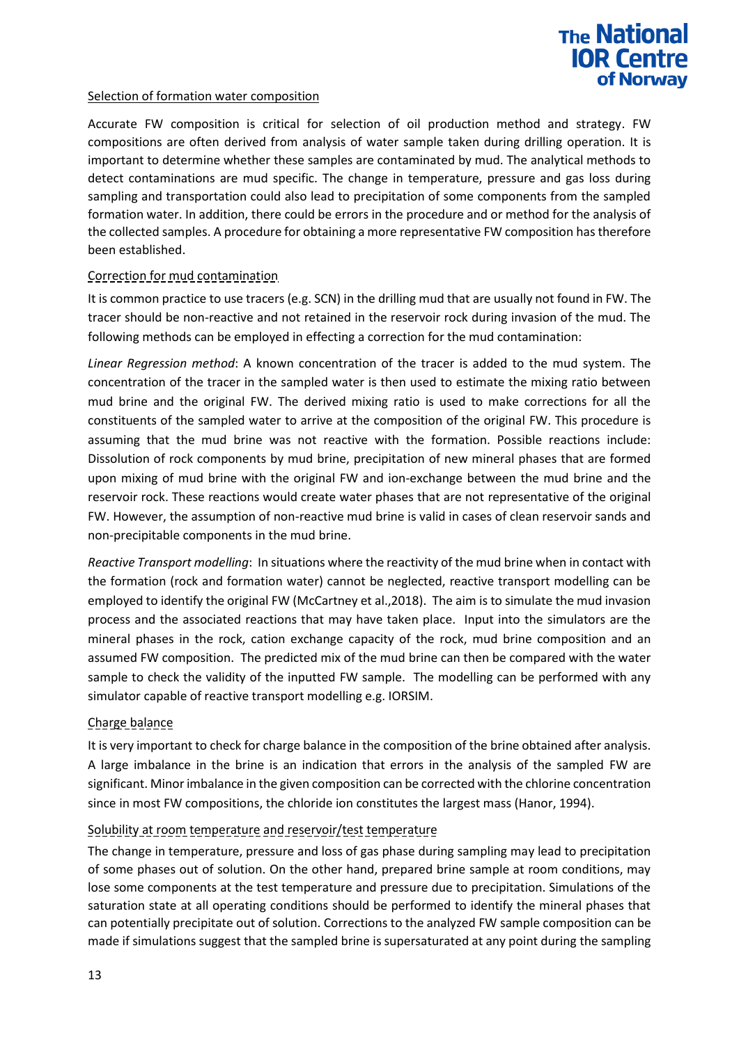## Selection of formation water composition

Accurate FW composition is critical for selection of oil production method and strategy. FW compositions are often derived from analysis of water sample taken during drilling operation. It is important to determine whether these samples are contaminated by mud. The analytical methods to detect contaminations are mud specific. The change in temperature, pressure and gas loss during sampling and transportation could also lead to precipitation of some components from the sampled formation water. In addition, there could be errors in the procedure and or method for the analysis of the collected samples. A procedure for obtaining a more representative FW composition has therefore been established.

### Correction for mud contamination

It is common practice to use tracers (e.g. SCN) in the drilling mud that are usually not found in FW. The tracer should be non-reactive and not retained in the reservoir rock during invasion of the mud. The following methods can be employed in effecting a correction for the mud contamination:

*Linear Regression method*: A known concentration of the tracer is added to the mud system. The concentration of the tracer in the sampled water is then used to estimate the mixing ratio between mud brine and the original FW. The derived mixing ratio is used to make corrections for all the constituents of the sampled water to arrive at the composition of the original FW. This procedure is assuming that the mud brine was not reactive with the formation. Possible reactions include: Dissolution of rock components by mud brine, precipitation of new mineral phases that are formed upon mixing of mud brine with the original FW and ion-exchange between the mud brine and the reservoir rock. These reactions would create water phases that are not representative of the original FW. However, the assumption of non-reactive mud brine is valid in cases of clean reservoir sands and non-precipitable components in the mud brine.

*Reactive Transport modelling*: In situations where the reactivity of the mud brine when in contact with the formation (rock and formation water) cannot be neglected, reactive transport modelling can be employed to identify the original FW (McCartney et al.,2018). The aim is to simulate the mud invasion process and the associated reactions that may have taken place. Input into the simulators are the mineral phases in the rock, cation exchange capacity of the rock, mud brine composition and an assumed FW composition. The predicted mix of the mud brine can then be compared with the water sample to check the validity of the inputted FW sample. The modelling can be performed with any simulator capable of reactive transport modelling e.g. IORSIM.

### Charge balance

It is very important to check for charge balance in the composition of the brine obtained after analysis. A large imbalance in the brine is an indication that errors in the analysis of the sampled FW are significant. Minor imbalance in the given composition can be corrected with the chlorine concentration since in most FW compositions, the chloride ion constitutes the largest mass (Hanor, 1994).

### Solubility at room temperature and reservoir/test temperature

The change in temperature, pressure and loss of gas phase during sampling may lead to precipitation of some phases out of solution. On the other hand, prepared brine sample at room conditions, may lose some components at the test temperature and pressure due to precipitation. Simulations of the saturation state at all operating conditions should be performed to identify the mineral phases that can potentially precipitate out of solution. Corrections to the analyzed FW sample composition can be made if simulations suggest that the sampled brine is supersaturated at any point during the sampling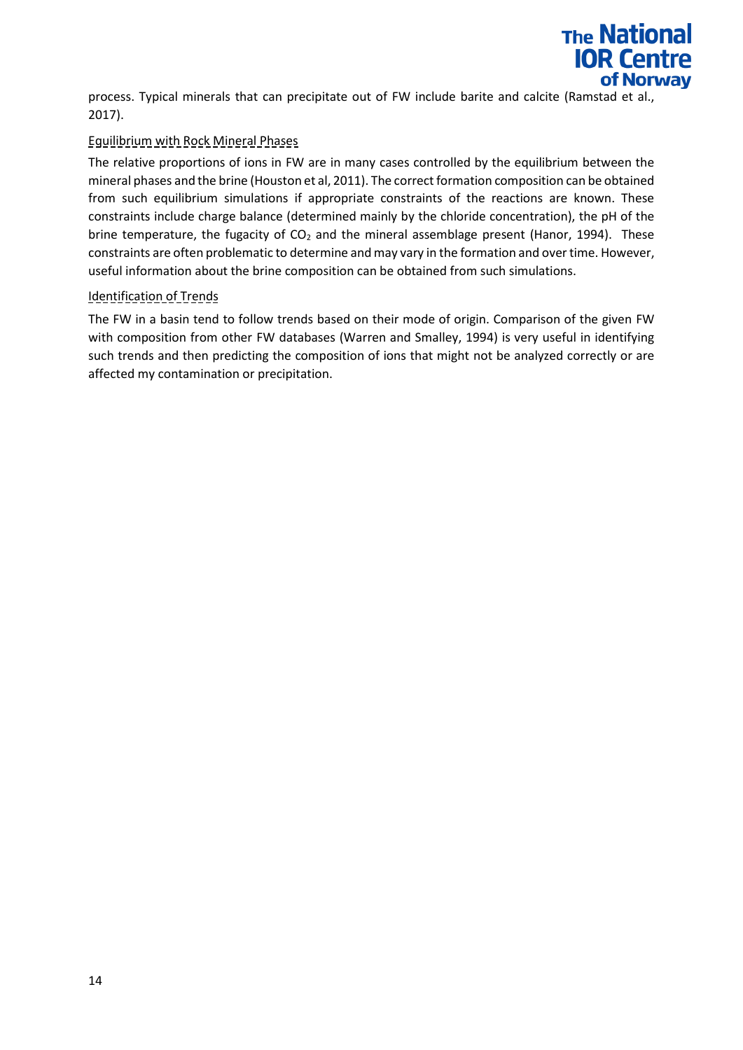process. Typical minerals that can precipitate out of FW include barite and calcite (Ramstad et al., 2017).

### Equilibrium with Rock Mineral Phases

The relative proportions of ions in FW are in many cases controlled by the equilibrium between the mineral phases and the brine (Houston et al, 2011). The correct formation composition can be obtained from such equilibrium simulations if appropriate constraints of the reactions are known. These constraints include charge balance (determined mainly by the chloride concentration), the pH of the brine temperature, the fugacity of $CO_2$ and the mineral assemblage present (Hanor, 1994). These constraints are often problematic to determine and may vary in the formation and over time. However, useful information about the brine composition can be obtained from such simulations.

### Identification of Trends

The FW in a basin tend to follow trends based on their mode of origin. Comparison of the given FW with composition from other FW databases (Warren and Smalley, 1994) is very useful in identifying such trends and then predicting the composition of ions that might not be analyzed correctly or are affected my contamination or precipitation.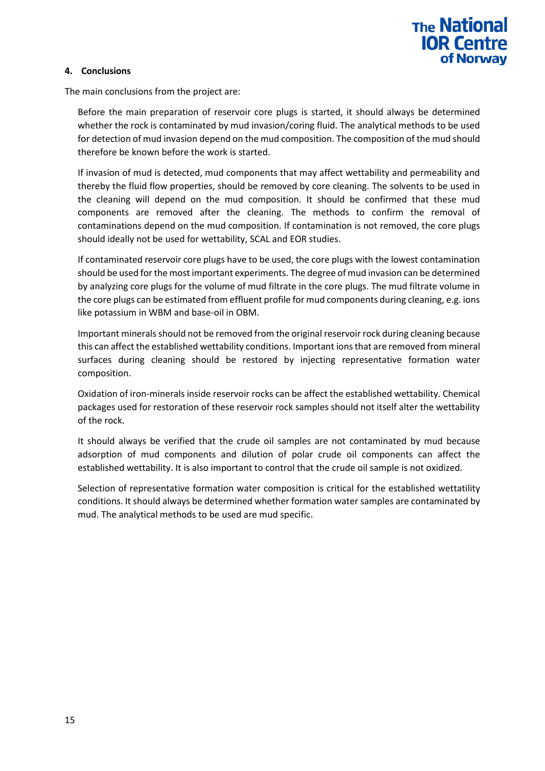## 4. Conclusions

The main conclusions from the project are:

Before the main preparation of reservoir core plugs is started, it should always be determined whether the rock is contaminated by mud invasion/coring fluid. The analytical methods to be used for detection of mud invasion depend on the mud composition. The composition of the mud should therefore be known before the work is started.

If invasion of mud is detected, mud components that may affect wettability and permeability and thereby the fluid flow properties, should be removed by core cleaning. The solvents to be used in the cleaning will depend on the mud composition. It should be confirmed that these mud components are removed after the cleaning. The methods to confirm the removal of contaminations depend on the mud composition. If contamination is not removed, the core plugs should ideally not be used for wettability, SCAL and EOR studies.

If contaminated reservoir core plugs have to be used, the core plugs with the lowest contamination should be used for the most important experiments. The degree of mud invasion can be determined by analyzing core plugs for the volume of mud filtrate in the core plugs. The mud filtrate volume in the core plugs can be estimated from effluent profile for mud components during cleaning, e.g. ions like potassium in WBM and base-oil in OBM.

Important minerals should not be removed from the original reservoir rock during cleaning because this can affect the established wettability conditions. Important ions that are removed from mineral surfaces during cleaning should be restored by injecting representative formation water composition.

Oxidation of iron-minerals inside reservoir rocks can be affect the established wettability. Chemical packages used for restoration of these reservoir rock samples should not itself alter the wettability of the rock.

It should always be verified that the crude oil samples are not contaminated by mud because adsorption of mud components and dilution of polar crude oil components can affect the established wettability. It is also important to control that the crude oil sample is not oxidized.

Selection of representative formation water composition is critical for the established wettatility conditions. It should always be determined whether formation water samples are contaminated by mud. The analytical methods to be used are mud specific.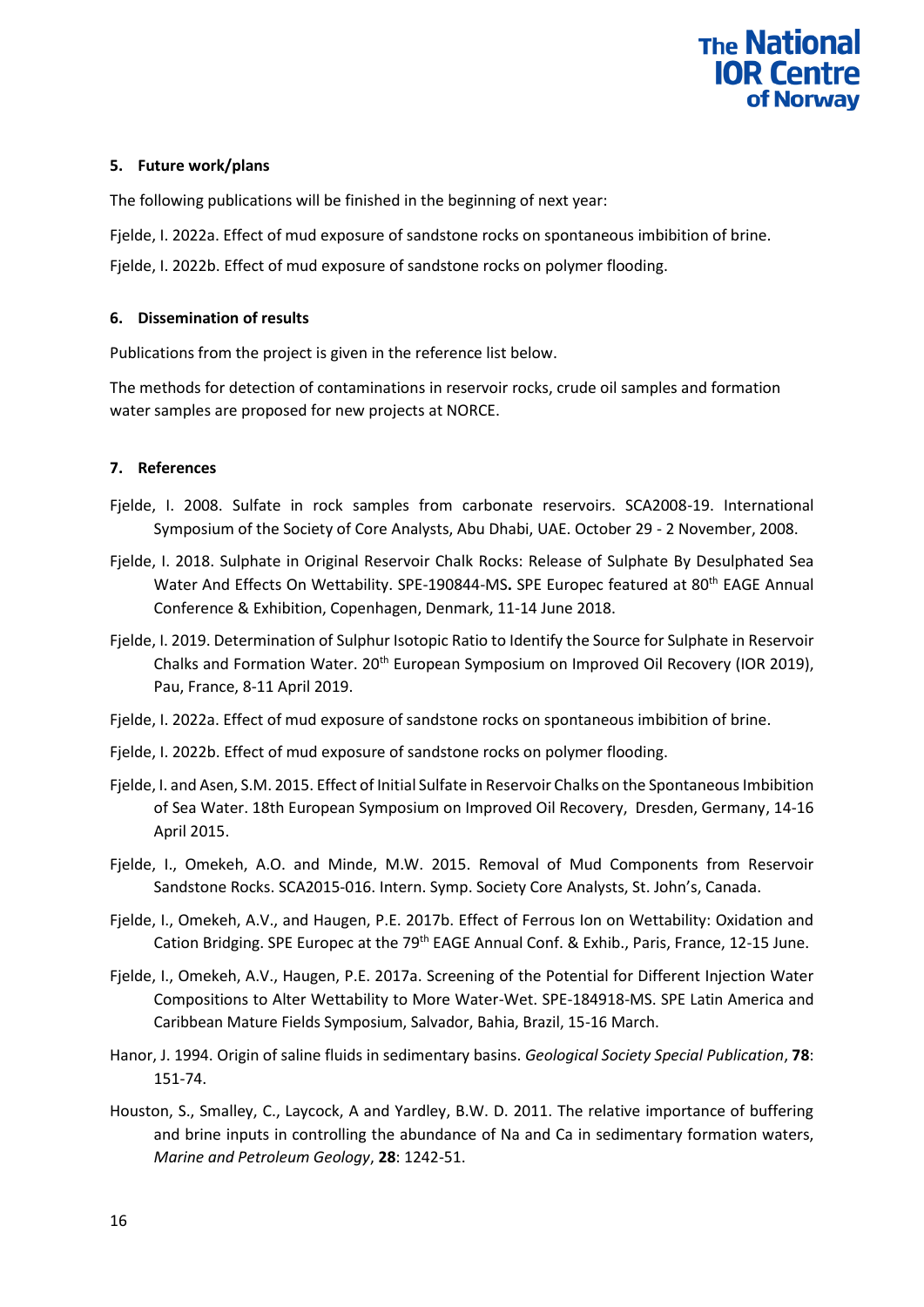## 5. Future work/plans

The following publications will be finished in the beginning of next year:

Fjelde, I. 2022a. Effect of mud exposure of sandstone rocks on spontaneous imbibition of brine.

Fjelde, I. 2022b. Effect of mud exposure of sandstone rocks on polymer flooding.

## 6. Dissemination of results

Publications from the project is given in the reference list below.

The methods for detection of contaminations in reservoir rocks, crude oil samples and formation water samples are proposed for new projects at NORCE.

## 7. References

Fjelde, I. 2008. Sulfate in rock samples from carbonate reservoirs. SCA2008-19. International Symposium of the Society of Core Analysts, Abu Dhabi, UAE. October 29 - 2 November, 2008.

Fjelde, I. 2018. Sulphate in Original Reservoir Chalk Rocks: Release of Sulphate By Desulphated Sea Water And Effects On Wettability. SPE-190844-MS**.** SPE Europec featured at 80th EAGE Annual Conference & Exhibition, Copenhagen, Denmark, 11-14 June 2018.

Fjelde, I. 2019. Determination of Sulphur Isotopic Ratio to Identify the Source for Sulphate in Reservoir Chalks and Formation Water. 20th European Symposium on Improved Oil Recovery (IOR 2019), Pau, France, 8-11 April 2019.

Fjelde, I. 2022a. Effect of mud exposure of sandstone rocks on spontaneous imbibition of brine.

Fjelde, I. 2022b. Effect of mud exposure of sandstone rocks on polymer flooding.

Fjelde, I. and Asen, S.M. 2015. Effect of Initial Sulfate in Reservoir Chalks on the Spontaneous Imbibition of Sea Water. 18th European Symposium on Improved Oil Recovery, Dresden, Germany, 14-16 April 2015.

Fjelde, I., Omekeh, A.O. and Minde, M.W. 2015. Removal of Mud Components from Reservoir Sandstone Rocks. SCA2015-016. Intern. Symp. Society Core Analysts, St. John's, Canada.

Fjelde, I., Omekeh, A.V., and Haugen, P.E. 2017b. Effect of Ferrous Ion on Wettability: Oxidation and Cation Bridging. SPE Europec at the 79th EAGE Annual Conf. & Exhib., Paris, France, 12-15 June.

Fjelde, I., Omekeh, A.V., Haugen, P.E. 2017a. Screening of the Potential for Different Injection Water Compositions to Alter Wettability to More Water-Wet. SPE-184918-MS. SPE Latin America and Caribbean Mature Fields Symposium, Salvador, Bahia, Brazil, 15-16 March.

Hanor, J. 1994. Origin of saline fluids in sedimentary basins. *Geological Society Special Publication*, **78**: 151-74.

Houston, S., Smalley, C., Laycock, A and Yardley, B.W. D. 2011. The relative importance of buffering and brine inputs in controlling the abundance of Na and Ca in sedimentary formation waters, *Marine and Petroleum Geology*, **28**: 1242-51.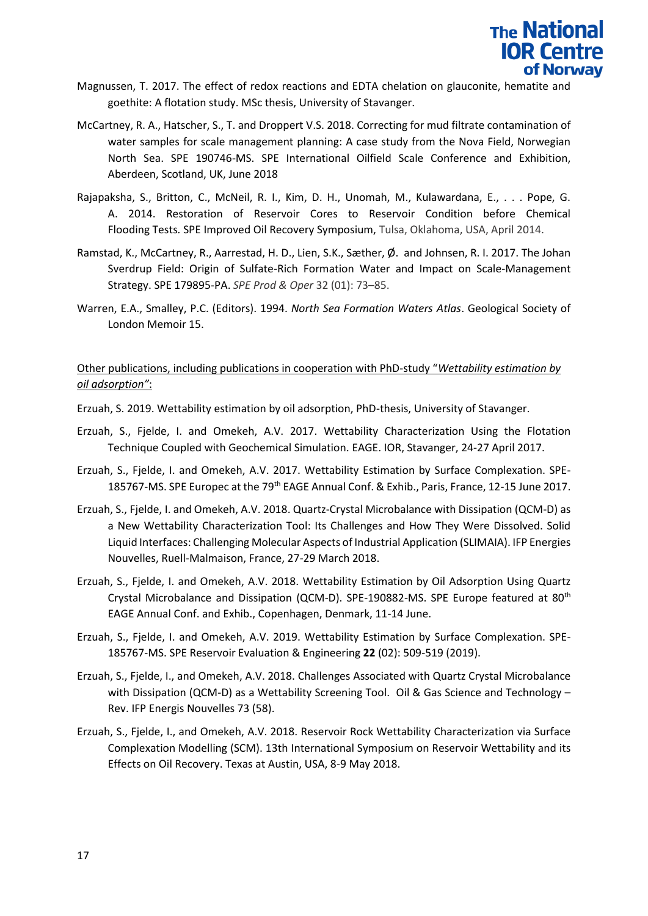Magnussen, T. 2017. The effect of redox reactions and EDTA chelation on glauconite, hematite and goethite: A flotation study. MSc thesis, University of Stavanger.

McCartney, R. A., Hatscher, S., T. and Droppert V.S. 2018. Correcting for mud filtrate contamination of water samples for scale management planning: A case study from the Nova Field, Norwegian North Sea. SPE 190746-MS. SPE International Oilfield Scale Conference and Exhibition, Aberdeen, Scotland, UK, June 2018

Rajapaksha, S., Britton, C., McNeil, R. I., Kim, D. H., Unomah, M., Kulawardana, E., . . . Pope, G. A. 2014. Restoration of Reservoir Cores to Reservoir Condition before Chemical Flooding Tests. SPE Improved Oil Recovery Symposium, Tulsa, Oklahoma, USA, April 2014.

Ramstad, K., McCartney, R., Aarrestad, H. D., Lien, S.K., Sæther, Ø. and Johnsen, R. I. 2017. The Johan Sverdrup Field: Origin of Sulfate-Rich Formation Water and Impact on Scale-Management Strategy. SPE 179895-PA. *SPE Prod & Oper* 32 (01): 73–85.

Warren, E.A., Smalley, P.C. (Editors). 1994. *North Sea Formation Waters Atlas*. Geological Society of London Memoir 15.

<u>Other publications, including publications in cooperation with PhD-study "*Wettability estimation by oil adsorption"*:</u>

Erzuah, S. 2019. Wettability estimation by oil adsorption, PhD-thesis, University of Stavanger.

Erzuah, S., Fjelde, I. and Omekeh, A.V. 2017. Wettability Characterization Using the Flotation Technique Coupled with Geochemical Simulation. EAGE. IOR, Stavanger, 24-27 April 2017.

Erzuah, S., Fjelde, I. and Omekeh, A.V. 2017. Wettability Estimation by Surface Complexation. SPE-185767-MS. SPE Europec at the 79th EAGE Annual Conf. & Exhib., Paris, France, 12-15 June 2017.

Erzuah, S., Fjelde, I. and Omekeh, A.V. 2018. Quartz-Crystal Microbalance with Dissipation (QCM-D) as a New Wettability Characterization Tool: Its Challenges and How They Were Dissolved. Solid Liquid Interfaces: Challenging Molecular Aspects of Industrial Application (SLIMAIA). IFP Energies Nouvelles, Ruell-Malmaison, France, 27-29 March 2018.

Erzuah, S., Fjelde, I. and Omekeh, A.V. 2018. Wettability Estimation by Oil Adsorption Using Quartz Crystal Microbalance and Dissipation (QCM-D). SPE-190882-MS. SPE Europe featured at 80th EAGE Annual Conf. and Exhib., Copenhagen, Denmark, 11-14 June.

Erzuah, S., Fjelde, I. and Omekeh, A.V. 2019. Wettability Estimation by Surface Complexation. SPE-185767-MS. SPE Reservoir Evaluation & Engineering **22** (02): 509-519 (2019).

Erzuah, S., Fjelde, I., and Omekeh, A.V. 2018. Challenges Associated with Quartz Crystal Microbalance with Dissipation (QCM-D) as a Wettability Screening Tool. Oil & Gas Science and Technology – Rev. IFP Energis Nouvelles 73 (58).

Erzuah, S., Fjelde, I., and Omekeh, A.V. 2018. Reservoir Rock Wettability Characterization via Surface Complexation Modelling (SCM). 13th International Symposium on Reservoir Wettability and its Effects on Oil Recovery. Texas at Austin, USA, 8-9 May 2018.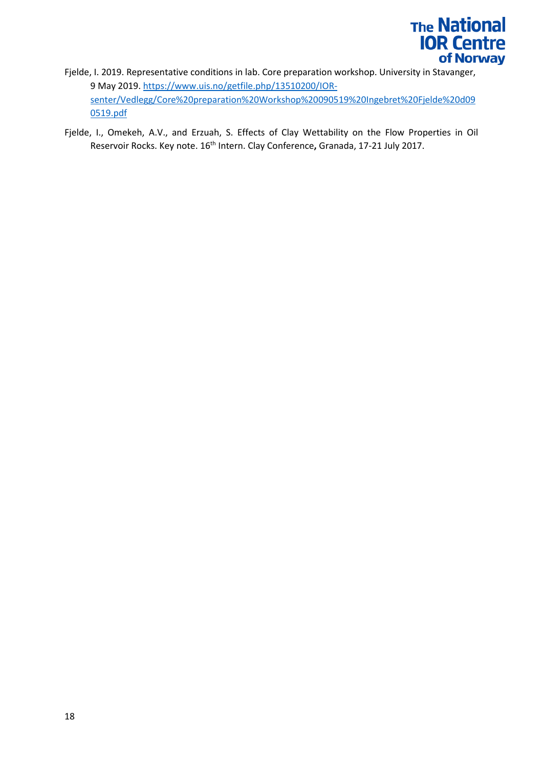Fjelde, I. 2019. Representative conditions in lab. Core preparation workshop. University in Stavanger, 9 May 2019. https://www.uis.no/getfile.php/13510200/IOR-senter/Vedlegg/Core%20preparation%20Workshop%20090519%20Ingebret%20Fjelde%20d090519.pdf

Fjelde, I., Omekeh, A.V., and Erzuah, S. Effects of Clay Wettability on the Flow Properties in Oil Reservoir Rocks. Key note. 16th Intern. Clay Conference**,** Granada, 17-21 July 2017.